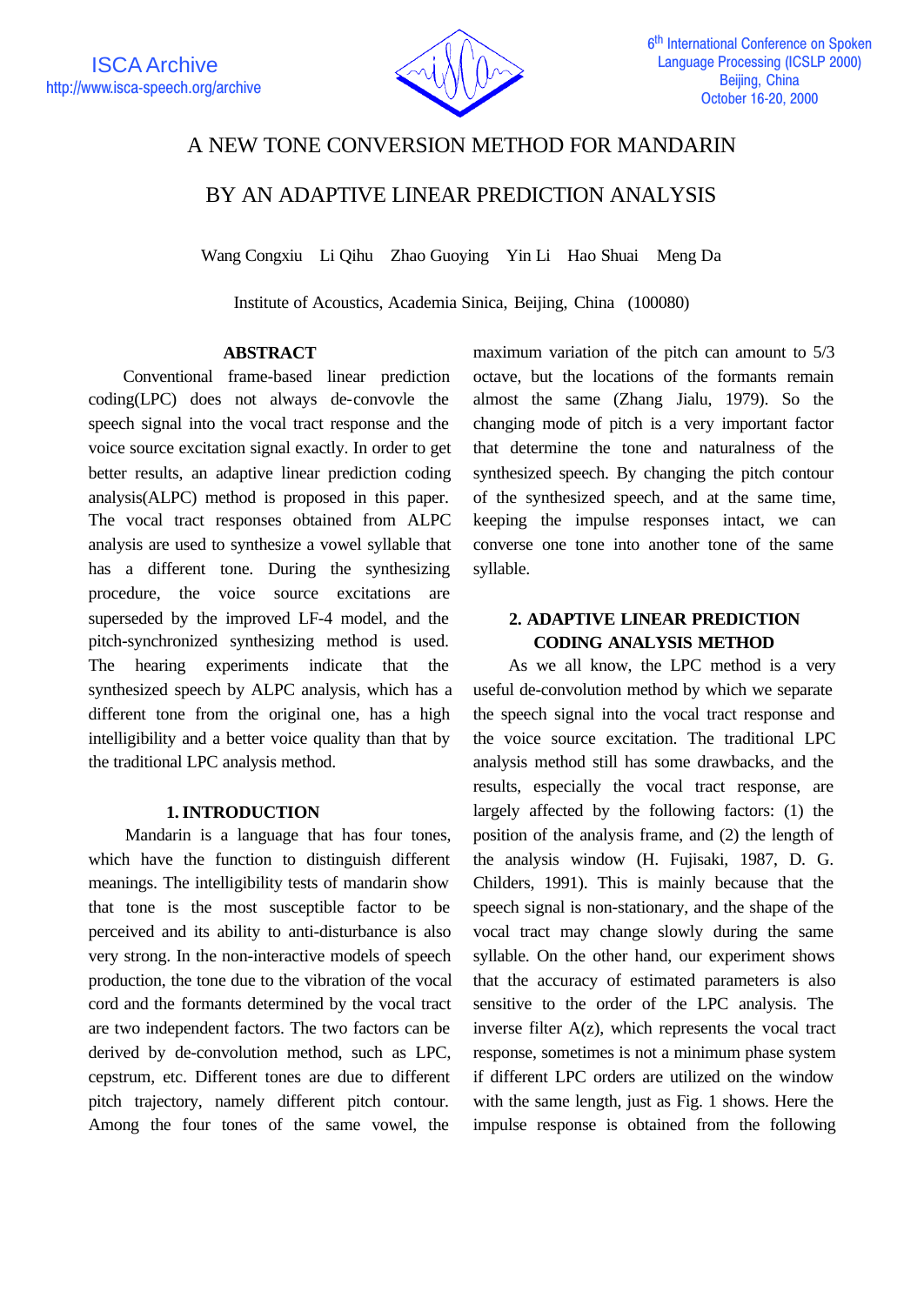# A NEW TONE CONVERSION METHOD FOR MANDARIN BY AN ADAPTIVE LINEAR PREDICTION ANALYSIS

Wang Congxiu Li Qihu Zhao Guoying Yin Li Hao Shuai Meng Da

Institute of Acoustics, Academia Sinica, Beijing, China (100080)

## ABSTRACT

Conventional frame-based linear prediction coding(LPC) does not always de-convovle the speech signal into the vocal tract response and the voice source excitation signal exactly. In order to get better results, an adaptive linear prediction coding analysis(ALPC) method is proposed in this paper. The vocal tract responses obtained from ALPC analysis are used to synthesize a vowel syllable that has a different tone. During the synthesizing procedure, the voice source excitations are superseded by the improved LF-4 model, and the pitch-synchronized synthesizing method is used. The hearing experiments indicate that the synthesized speech by ALPC analysis, which has a different tone from the original one, has a high intelligibility and a better voice quality than that by the traditional LPC analysis method.

## 1. INTRODUCTION

Mandarin is a language that has four tones, which have the function to distinguish different meanings. The intelligibility tests of mandarin show that tone is the most susceptible factor to be perceived and its ability to anti-disturbance is also very strong. In the non-interactive models of speech production, the tone due to the vibration of the vocal cord and the formants determined by the vocal tract are two independent factors. The two factors can be derived by de-convolution method, such as LPC, cepstrum, etc. Different tones are due to different pitch trajectory, namely different pitch contour. Among the four tones of the same vowel, the maximum variation of the pitch can amount to 5/3 octave, but the locations of the formants remain almost the same (Zhang Jialu, 1979). So the changing mode of pitch is a very important factor that determine the tone and naturalness of the synthesized speech. By changing the pitch contour of the synthesized speech, and at the same time, keeping the impulse responses intact, we can converse one tone into another tone of the same syllable.

## 2. ADAPTIVE LINEAR PREDICTION CODING ANALYSIS METHOD

As we all know, the LPC method is a very useful de-convolution method by which we separate the speech signal into the vocal tract response and the voice source excitation. The traditional LPC analysis method still has some drawbacks, and the results, especially the vocal tract response, are largely affected by the following factors: (1) the position of the analysis frame, and (2) the length of the analysis window (H. Fujisaki, 1987, D. G. Childers, 1991). This is mainly because that the speech signal is non-stationary, and the shape of the vocal tract may change slowly during the same syllable. On the other hand, our experiment shows that the accuracy of estimated parameters is also sensitive to the order of the LPC analysis. The inverse filter A(z), which represents the vocal tract response, sometimes is not a minimum phase system if different LPC orders are utilized on the window with the same length, just as Fig. 1 shows. Here the impulse response is obtained from the following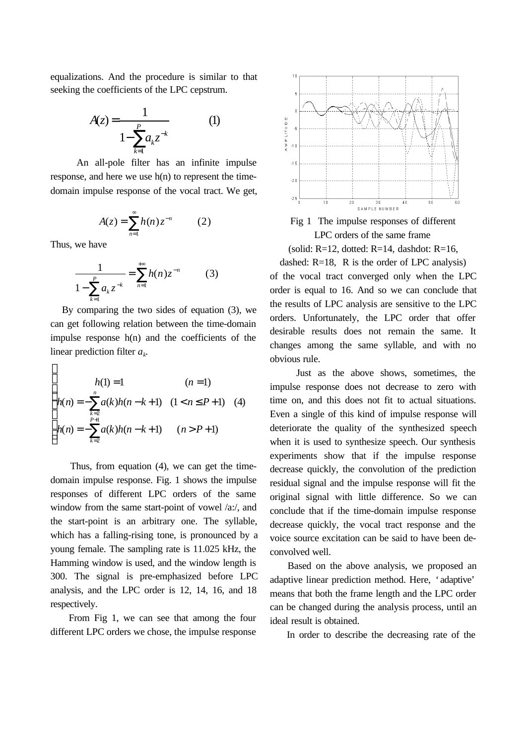equalizations. And the procedure is similar to that seeking the coefficients of the LPC cepstrum.

$$A(z) = \frac{1}{1 - \sum_{k=1}^{P} a_k z^{-k}} \qquad (1)$$

An all-pole filter has an infinite impulse response, and here we use h(n) to represent the time-domain impulse response of the vocal tract. We get,

$$A(z) = \sum_{n=1}^{\infty} h(n) z^{-n} \qquad (2)$$

Thus, we have

$$\frac{1}{1 - \sum_{k=1}^{P} a_k z^{-k}} = \sum_{n=1}^{+\infty} h(n) z^{-n} \qquad (3)$$

By comparing the two sides of equation (3), we can get following relation between the time-domain impulse response h(n) and the coefficients of the linear prediction filter $a_k$.

$$\begin{cases} h(1) = 1 & (n = 1) \\ h(n) = -\sum_{k=2}^{n} a(k) h(n-k+1) & (1 < n \le P+1) \\ h(n) = -\sum_{k=2}^{P+1} a(k) h(n-k+1) & (n > P+1) \end{cases} \qquad (4)$$

Thus, from equation (4), we can get the time-domain impulse response. Fig. 1 shows the impulse responses of different LPC orders of the same window from the same start-point of vowel /a:/, and the start-point is an arbitrary one. The syllable, which has a falling-rising tone, is pronounced by a young female. The sampling rate is 11.025 kHz, the Hamming window is used, and the window length is 300. The signal is pre-emphasized before LPC analysis, and the LPC order is 12, 14, 16, and 18 respectively.

From Fig 1, we can see that among the four different LPC orders we chose, the impulse response of the vocal tract converged only when the LPC order is equal to 16. And so we can conclude that the results of LPC analysis are sensitive to the LPC orders. Unfortunately, the LPC order that offer desirable results does not remain the same. It changes among the same syllable, and with no obvious rule.

Fig 1 The impulse responses of different LPC orders of the same frame (solid: R=12, dotted: R=14, dashdot: R=16, dashed: R=18, R is the order of LPC analysis)

Just as the above shows, sometimes, the impulse response does not decrease to zero with time on, and this does not fit to actual situations. Even a single of this kind of impulse response will deteriorate the quality of the synthesized speech when it is used to synthesize speech. Our synthesis experiments show that if the impulse response decrease quickly, the convolution of the prediction residual signal and the impulse response will fit the original signal with little difference. So we can conclude that if the time-domain impulse response decrease quickly, the vocal tract response and the voice source excitation can be said to have been de-convolved well.

Based on the above analysis, we proposed an adaptive linear prediction method. Here, 'adaptive' means that both the frame length and the LPC order can be changed during the analysis process, until an ideal result is obtained.

In order to describe the decreasing rate of the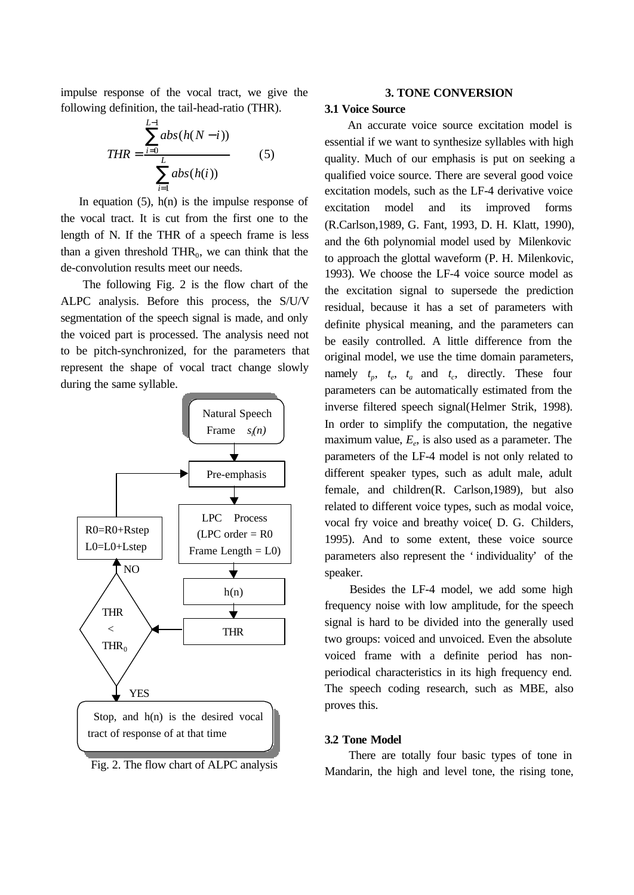impulse response of the vocal tract, we give the following definition, the tail-head-ratio (THR).

$$THR = \frac{\sum_{i=0}^{L-1} abs(h(N-i))}{\sum_{i=1}^{L} abs(h(i))} \qquad (5)$$

In equation (5), h(n) is the impulse response of the vocal tract. It is cut from the first one to the length of N. If the THR of a speech frame is less than a given threshold $THR_0$, we can think that the de-convolution results meet our needs.

The following Fig. 2 is the flow chart of the ALPC analysis. Before this process, the S/U/V segmentation of the speech signal is made, and only the voiced part is processed. The analysis need not to be pitch-synchronized, for the parameters that represent the shape of vocal tract change slowly during the same syllable.

Natural Speech Frame $s_i(n)$ → Pre-emphasis → LPC Process (LPC order = R0, Frame Length = L0) → h(n) → THR → THR < $THR_0$? NO: R0=R0+Rstep, L0=L0+Lstep → Pre-emphasis; YES: Stop, and h(n) is the desired vocal tract of response of at that time

Fig. 2. The flow chart of ALPC analysis

## 3. TONE CONVERSION

### 3.1 Voice Source

An accurate voice source excitation model is essential if we want to synthesize syllables with high quality. Much of our emphasis is put on seeking a qualified voice source. There are several good voice excitation models, such as the LF-4 derivative voice excitation model and its improved forms (R.Carlson,1989, G. Fant, 1993, D. H. Klatt, 1990), and the 6th polynomial model used by Milenkovic to approach the glottal waveform (P. H. Milenkovic, 1993). We choose the LF-4 voice source model as the excitation signal to supersede the prediction residual, because it has a set of parameters with definite physical meaning, and the parameters can be easily controlled. A little difference from the original model, we use the time domain parameters, namely $t_p$, $t_e$, $t_a$ and $t_c$, directly. These four parameters can be automatically estimated from the inverse filtered speech signal(Helmer Strik, 1998). In order to simplify the computation, the negative maximum value, $E_e$, is also used as a parameter. The parameters of the LF-4 model is not only related to different speaker types, such as adult male, adult female, and children(R. Carlson,1989), but also related to different voice types, such as modal voice, vocal fry voice and breathy voice( D. G. Childers, 1995). And to some extent, these voice source parameters also represent the 'individuality' of the speaker.

Besides the LF-4 model, we add some high frequency noise with low amplitude, for the speech signal is hard to be divided into the generally used two groups: voiced and unvoiced. Even the absolute voiced frame with a definite period has non-periodical characteristics in its high frequency end. The speech coding research, such as MBE, also proves this.

### 3.2 Tone Model

There are totally four basic types of tone in Mandarin, the high and level tone, the rising tone,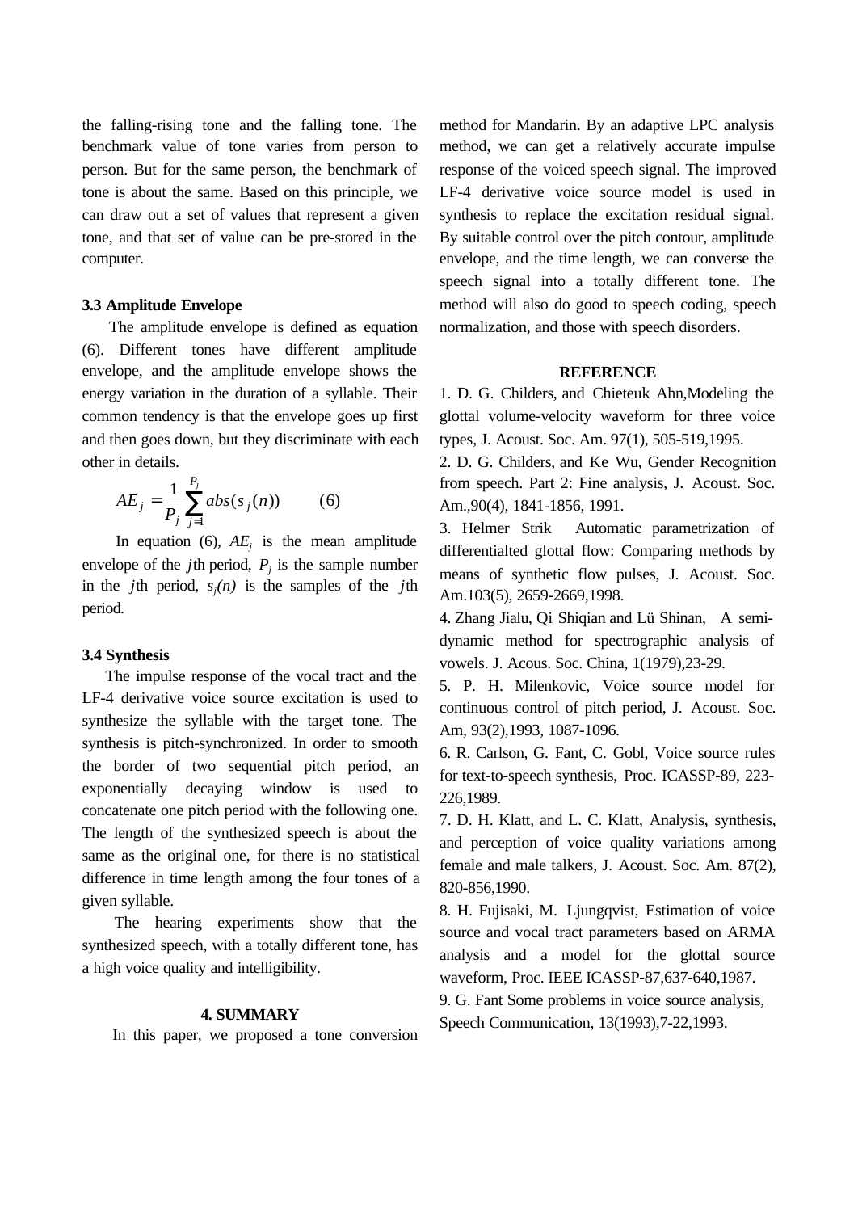the falling-rising tone and the falling tone. The benchmark value of tone varies from person to person. But for the same person, the benchmark of tone is about the same. Based on this principle, we can draw out a set of values that represent a given tone, and that set of value can be pre-stored in the computer.

### 3.3 Amplitude Envelope

The amplitude envelope is defined as equation (6). Different tones have different amplitude envelope, and the amplitude envelope shows the energy variation in the duration of a syllable. Their common tendency is that the envelope goes up first and then goes down, but they discriminate with each other in details.

$$AE_j = \frac{1}{P_j} \sum_{j=1}^{P_j} abs(s_j(n)) \qquad (6)$$

In equation (6), $AE_j$ is the mean amplitude envelope of the $j$th period, $P_j$ is the sample number in the $j$th period, $s_j(n)$ is the samples of the $j$th period.

### 3.4 Synthesis

The impulse response of the vocal tract and the LF-4 derivative voice source excitation is used to synthesize the syllable with the target tone. The synthesis is pitch-synchronized. In order to smooth the border of two sequential pitch period, an exponentially decaying window is used to concatenate one pitch period with the following one. The length of the synthesized speech is about the same as the original one, for there is no statistical difference in time length among the four tones of a given syllable.

The hearing experiments show that the synthesized speech, with a totally different tone, has a high voice quality and intelligibility.

## 4. SUMMARY

In this paper, we proposed a tone conversion method for Mandarin. By an adaptive LPC analysis method, we can get a relatively accurate impulse response of the voiced speech signal. The improved LF-4 derivative voice source model is used in synthesis to replace the excitation residual signal. By suitable control over the pitch contour, amplitude envelope, and the time length, we can converse the speech signal into a totally different tone. The method will also do good to speech coding, speech normalization, and those with speech disorders.

## REFERENCE

1. D. G. Childers, and Chieteuk Ahn,Modeling the glottal volume-velocity waveform for three voice types, J. Acoust. Soc. Am. 97(1), 505-519,1995.
2. D. G. Childers, and Ke Wu, Gender Recognition from speech. Part 2: Fine analysis, J. Acoust. Soc. Am.,90(4), 1841-1856, 1991.
3. Helmer Strik Automatic parametrization of differentialted glottal flow: Comparing methods by means of synthetic flow pulses, J. Acoust. Soc. Am.103(5), 2659-2669,1998.
4. Zhang Jialu, Qi Shiqian and Lü Shinan, A semi-dynamic method for spectrographic analysis of vowels. J. Acous. Soc. China, 1(1979),23-29.
5. P. H. Milenkovic, Voice source model for continuous control of pitch period, J. Acoust. Soc. Am, 93(2),1993, 1087-1096.
6. R. Carlson, G. Fant, C. Gobl, Voice source rules for text-to-speech synthesis, Proc. ICASSP-89, 223-226,1989.
7. D. H. Klatt, and L. C. Klatt, Analysis, synthesis, and perception of voice quality variations among female and male talkers, J. Acoust. Soc. Am. 87(2), 820-856,1990.
8. H. Fujisaki, M. Ljungqvist, Estimation of voice source and vocal tract parameters based on ARMA analysis and a model for the glottal source waveform, Proc. IEEE ICASSP-87,637-640,1987.
9. G. Fant Some problems in voice source analysis, Speech Communication, 13(1993),7-22,1993.